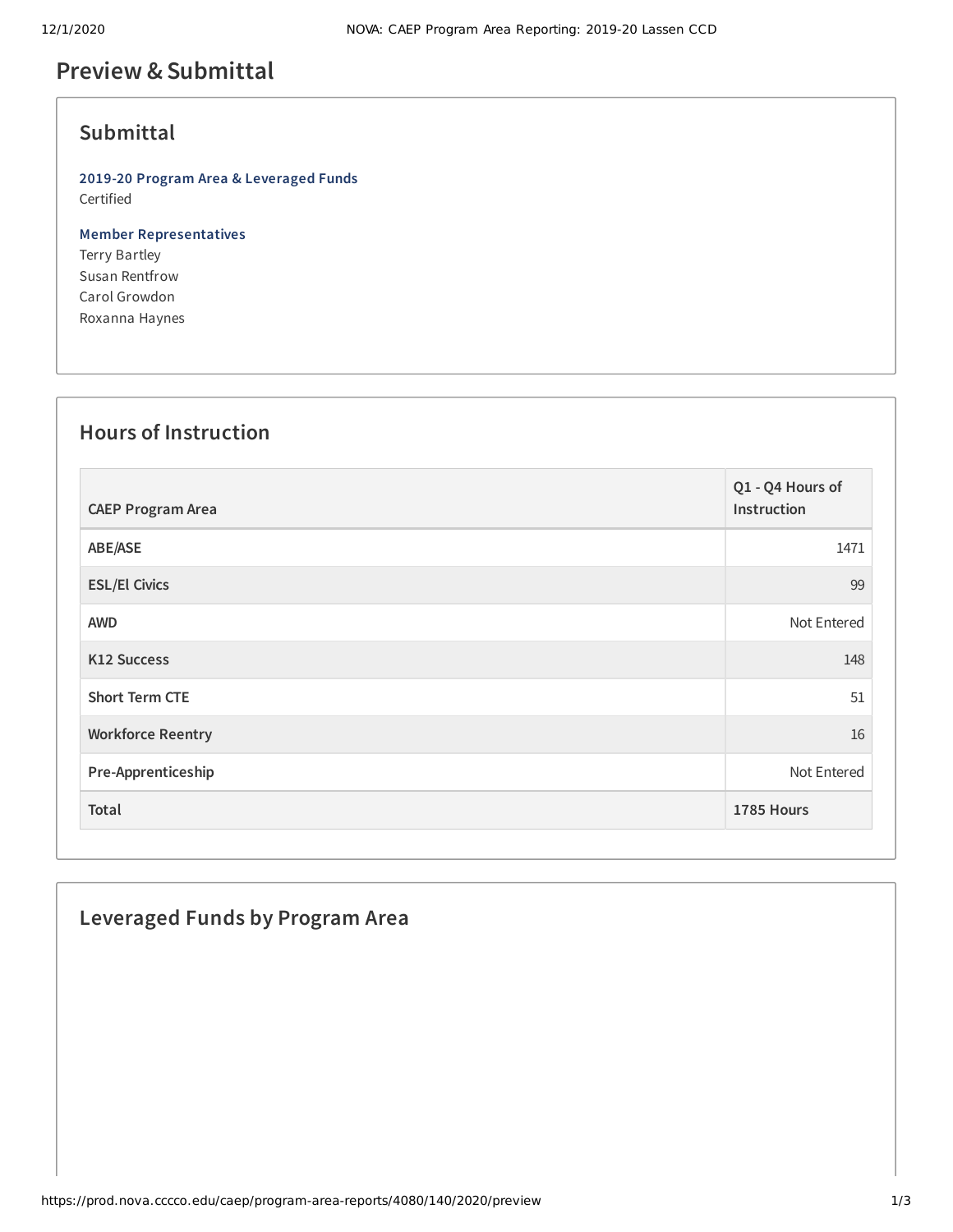# Preview & Submittal

## Submittal

**2019-20 Program Area & Leveraged Funds**
Certified

**Member Representatives**
Terry Bartley
Susan Rentfrow
Carol Growdon
Roxanna Haynes

## Hours of Instruction

| CAEP Program Area | Q1 - Q4 Hours of Instruction |
|---|---|
| ABE/ASE | 1471 |
| ESL/El Civics | 99 |
| AWD | Not Entered |
| K12 Success | 148 |
| Short Term CTE | 51 |
| Workforce Reentry | 16 |
| Pre-Apprenticeship | Not Entered |
| **Total** | **1785 Hours** |

## Leveraged Funds by Program Area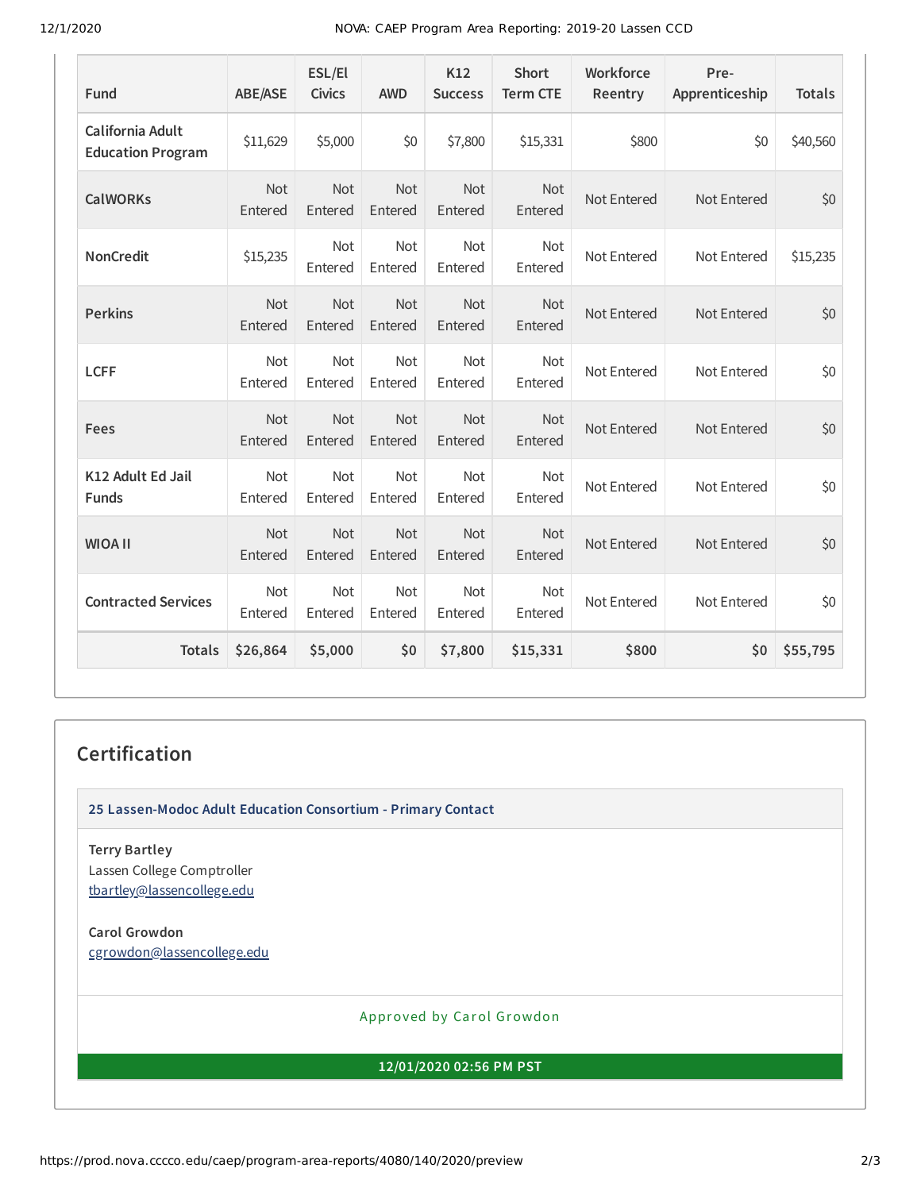| Fund | ABE/ASE | ESL/El Civics | AWD | K12 Success | Short Term CTE | Workforce Reentry | Pre-Apprenticeship | Totals |
|---|---|---|---|---|---|---|---|---|
| California Adult Education Program | $11,629 | $5,000 | $0 | $7,800 | $15,331 | $800 | $0 | $40,560 |
| CalWORKs | Not Entered | Not Entered | Not Entered | Not Entered | Not Entered | Not Entered | Not Entered | $0 |
| NonCredit | $15,235 | Not Entered | Not Entered | Not Entered | Not Entered | Not Entered | Not Entered | $15,235 |
| Perkins | Not Entered | Not Entered | Not Entered | Not Entered | Not Entered | Not Entered | Not Entered | $0 |
| LCFF | Not Entered | Not Entered | Not Entered | Not Entered | Not Entered | Not Entered | Not Entered | $0 |
| Fees | Not Entered | Not Entered | Not Entered | Not Entered | Not Entered | Not Entered | Not Entered | $0 |
| K12 Adult Ed Jail Funds | Not Entered | Not Entered | Not Entered | Not Entered | Not Entered | Not Entered | Not Entered | $0 |
| WIOA II | Not Entered | Not Entered | Not Entered | Not Entered | Not Entered | Not Entered | Not Entered | $0 |
| Contracted Services | Not Entered | Not Entered | Not Entered | Not Entered | Not Entered | Not Entered | Not Entered | $0 |
| **Totals** | **$26,864** | **$5,000** | **$0** | **$7,800** | **$15,331** | **$800** | **$0** | **$55,795** |

## Certification

**25 Lassen-Modoc Adult Education Consortium - Primary Contact**

**Terry Bartley**
Lassen College Comptroller
tbartley@lassencollege.edu

**Carol Growdon**
cgrowdon@lassencollege.edu

Approved by Carol Growdon

**12/01/2020 02:56 PM PST**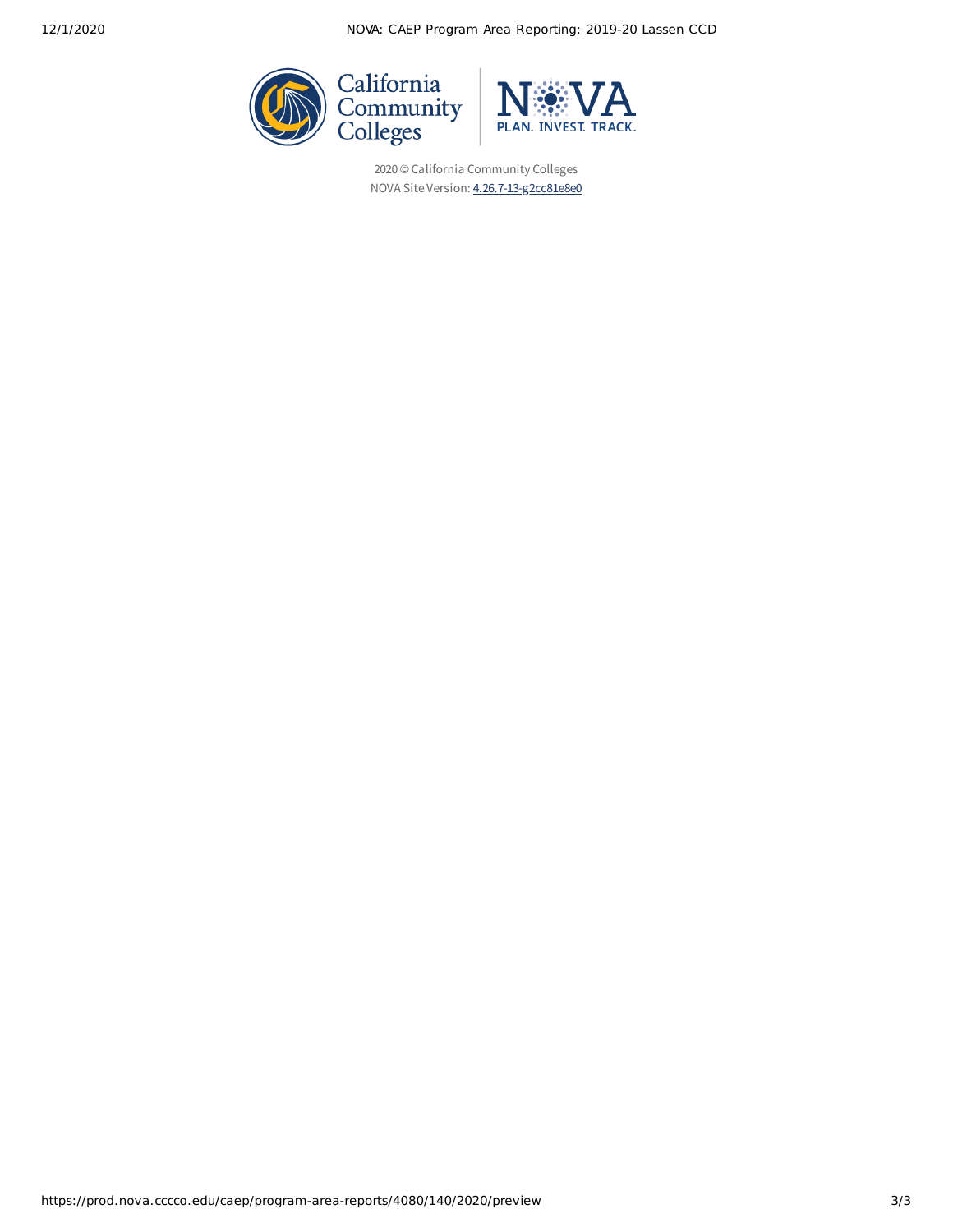2020 © California Community Colleges

NOVA Site Version: 4.26.7-13-g2cc81e8e0